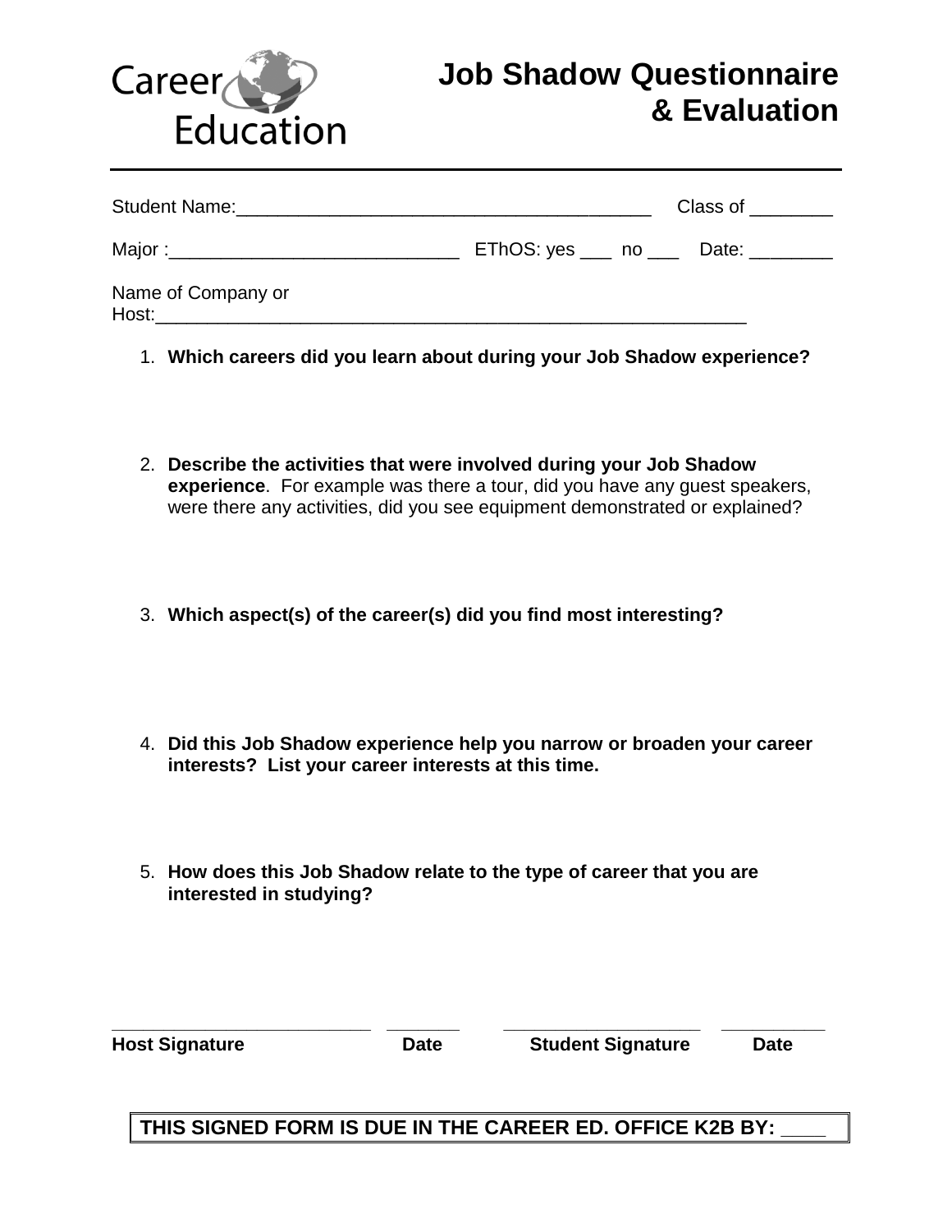Career Education

# Job Shadow Questionnaire & Evaluation

Student Name:________________________________________ Class of ________

Major :____________________________ EThOS: yes ___ no ___ Date: ________

Name of Company or Host:_____________________________________________________________

1. **Which careers did you learn about during your Job Shadow experience?**

2. **Describe the activities that were involved during your Job Shadow experience**. For example was there a tour, did you have any guest speakers, were there any activities, did you see equipment demonstrated or explained?

3. **Which aspect(s) of the career(s) did you find most interesting?**

4. **Did this Job Shadow experience help you narrow or broaden your career interests? List your career interests at this time.**

5. **How does this Job Shadow relate to the type of career that you are interested in studying?**

_________________________ _______ ___________________ __________

**Host Signature** **Date** **Student Signature** **Date**

**THIS SIGNED FORM IS DUE IN THE CAREER ED. OFFICE K2B BY: ____**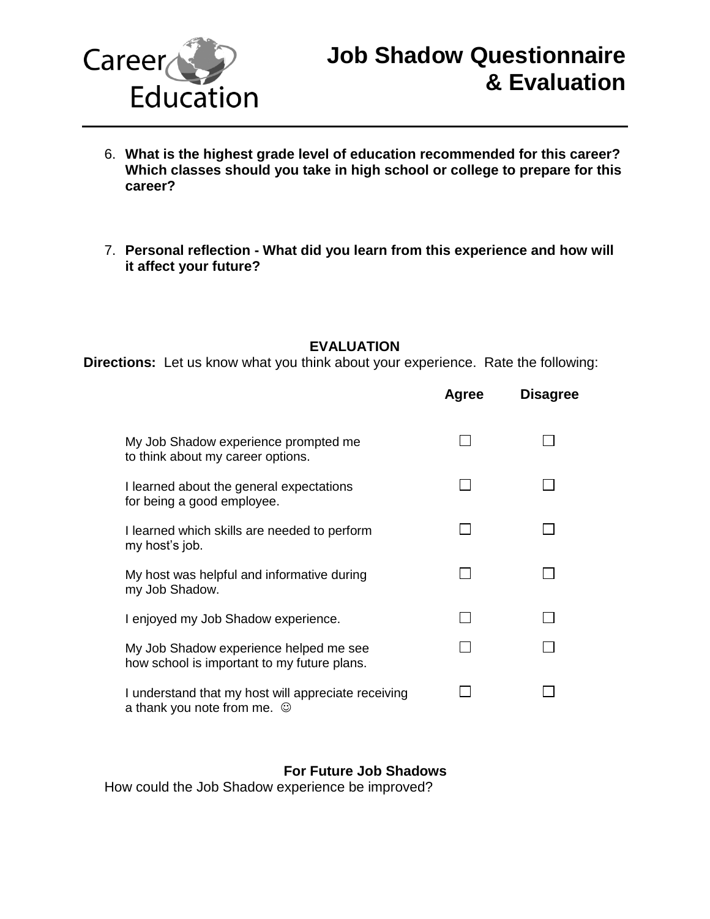# Job Shadow Questionnaire & Evaluation

6. **What is the highest grade level of education recommended for this career? Which classes should you take in high school or college to prepare for this career?**

7. **Personal reflection - What did you learn from this experience and how will it affect your future?**

## EVALUATION

**Directions:** Let us know what you think about your experience. Rate the following:

| | Agree | Disagree |
|---|---|---|
| My Job Shadow experience prompted me to think about my career options. | ☐ | ☐ |
| I learned about the general expectations for being a good employee. | ☐ | ☐ |
| I learned which skills are needed to perform my host's job. | ☐ | ☐ |
| My host was helpful and informative during my Job Shadow. | ☐ | ☐ |
| I enjoyed my Job Shadow experience. | ☐ | ☐ |
| My Job Shadow experience helped me see how school is important to my future plans. | ☐ | ☐ |
| I understand that my host will appreciate receiving a thank you note from me. ☺ | ☐ | ☐ |

**For Future Job Shadows**

How could the Job Shadow experience be improved?